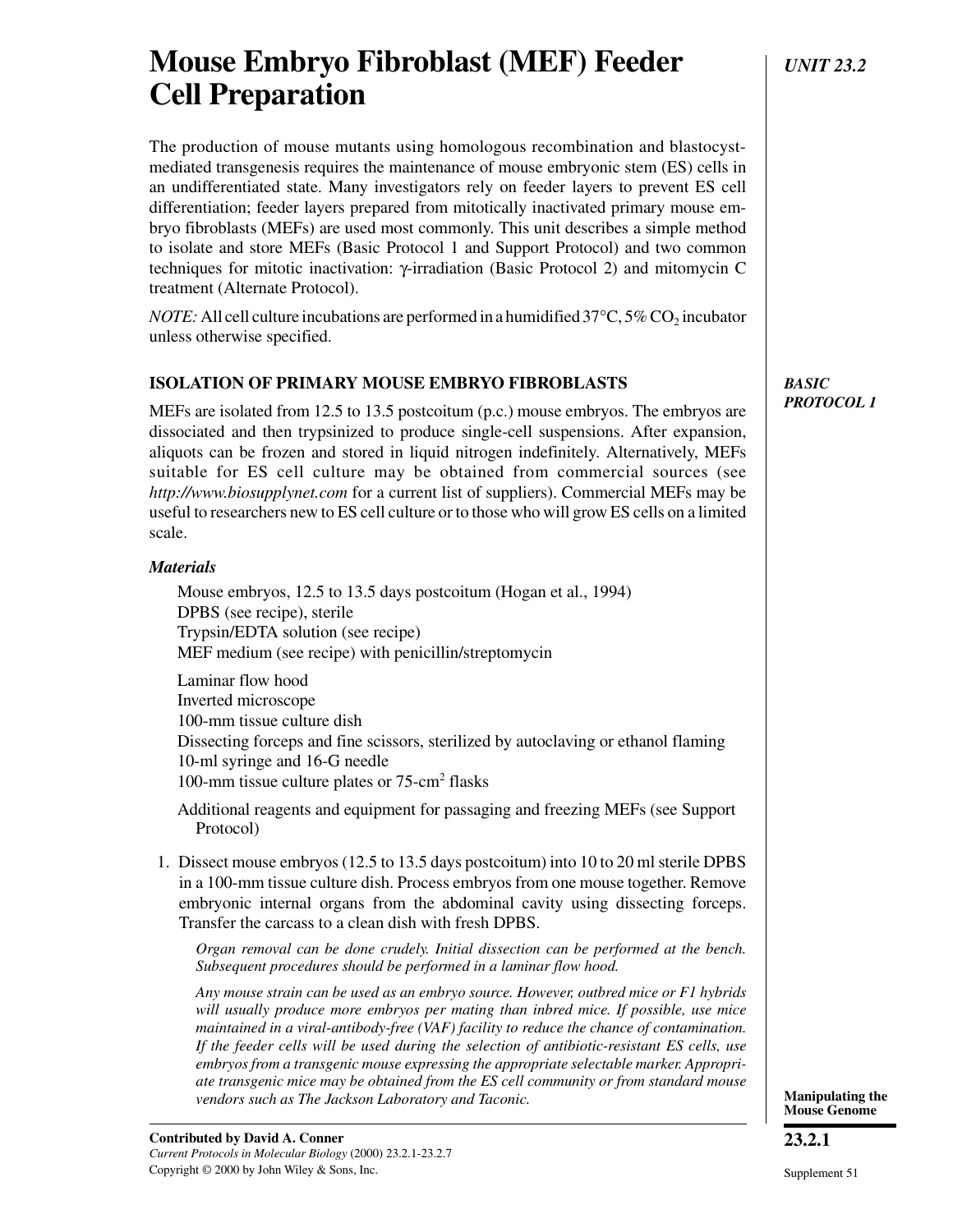# Mouse Embryo Fibroblast (MEF) Feeder Cell Preparation

The production of mouse mutants using homologous recombination and blastocyst-mediated transgenesis requires the maintenance of mouse embryonic stem (ES) cells in an undifferentiated state. Many investigators rely on feeder layers to prevent ES cell differentiation; feeder layers prepared from mitotically inactivated primary mouse embryo fibroblasts (MEFs) are used most commonly. This unit describes a simple method to isolate and store MEFs (Basic Protocol 1 and Support Protocol) and two common techniques for mitotic inactivation: γ-irradiation (Basic Protocol 2) and mitomycin C treatment (Alternate Protocol).

*NOTE:* All cell culture incubations are performed in a humidified 37°C, 5% $CO_2$ incubator unless otherwise specified.

## ISOLATION OF PRIMARY MOUSE EMBRYO FIBROBLASTS

***BASIC PROTOCOL 1***

MEFs are isolated from 12.5 to 13.5 postcoitum (p.c.) mouse embryos. The embryos are dissociated and then trypsinized to produce single-cell suspensions. After expansion, aliquots can be frozen and stored in liquid nitrogen indefinitely. Alternatively, MEFs suitable for ES cell culture may be obtained from commercial sources (see *http://www.biosupplynet.com* for a current list of suppliers). Commercial MEFs may be useful to researchers new to ES cell culture or to those who will grow ES cells on a limited scale.

### *Materials*

Mouse embryos, 12.5 to 13.5 days postcoitum (Hogan et al., 1994)
DPBS (see recipe), sterile
Trypsin/EDTA solution (see recipe)
MEF medium (see recipe) with penicillin/streptomycin

Laminar flow hood
Inverted microscope
100-mm tissue culture dish
Dissecting forceps and fine scissors, sterilized by autoclaving or ethanol flaming
10-ml syringe and 16-G needle
100-mm tissue culture plates or 75-cm² flasks

Additional reagents and equipment for passaging and freezing MEFs (see Support Protocol)

1. Dissect mouse embryos (12.5 to 13.5 days postcoitum) into 10 to 20 ml sterile DPBS in a 100-mm tissue culture dish. Process embryos from one mouse together. Remove embryonic internal organs from the abdominal cavity using dissecting forceps. Transfer the carcass to a clean dish with fresh DPBS.

   *Organ removal can be done crudely. Initial dissection can be performed at the bench. Subsequent procedures should be performed in a laminar flow hood.*

   *Any mouse strain can be used as an embryo source. However, outbred mice or F1 hybrids will usually produce more embryos per mating than inbred mice. If possible, use mice maintained in a viral-antibody-free (VAF) facility to reduce the chance of contamination. If the feeder cells will be used during the selection of antibiotic-resistant ES cells, use embryos from a transgenic mouse expressing the appropriate selectable marker. Appropriate transgenic mice may be obtained from the ES cell community or from standard mouse vendors such as The Jackson Laboratory and Taconic.*

**Contributed by David A. Conner**
*Current Protocols in Molecular Biology* (2000) 23.2.1-23.2.7
Copyright © 2000 by John Wiley & Sons, Inc.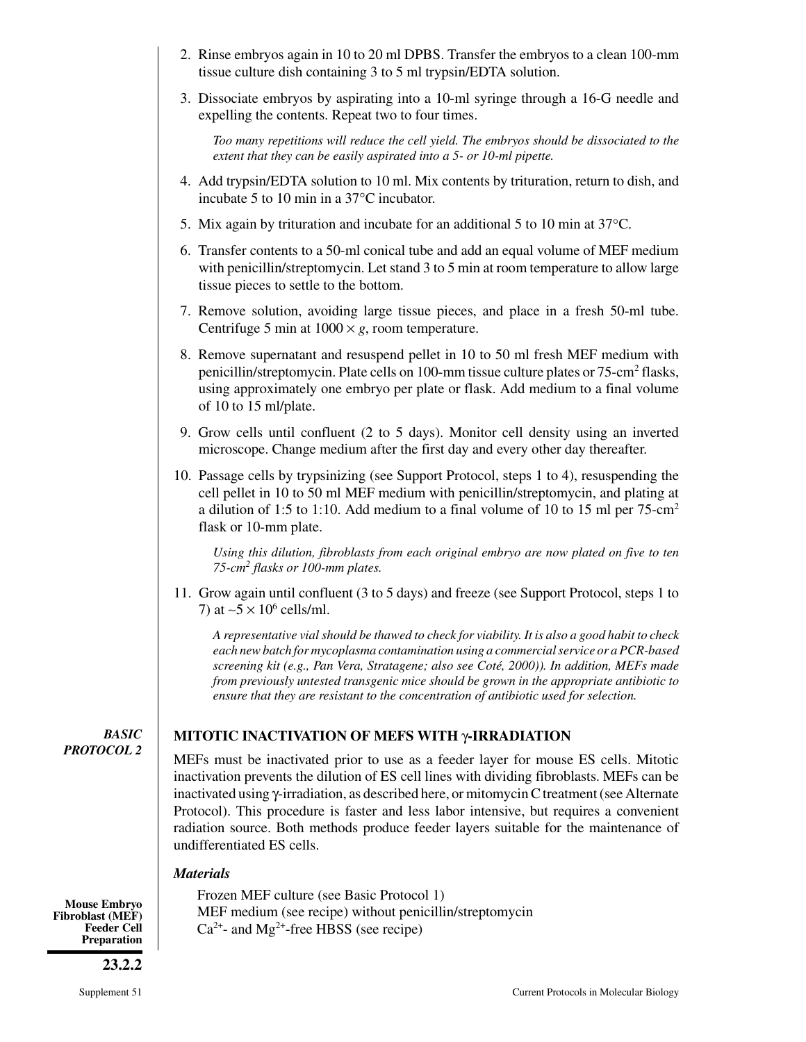2. Rinse embryos again in 10 to 20 ml DPBS. Transfer the embryos to a clean 100-mm tissue culture dish containing 3 to 5 ml trypsin/EDTA solution.

3. Dissociate embryos by aspirating into a 10-ml syringe through a 16-G needle and expelling the contents. Repeat two to four times.

   *Too many repetitions will reduce the cell yield. The embryos should be dissociated to the extent that they can be easily aspirated into a 5- or 10-ml pipette.*

4. Add trypsin/EDTA solution to 10 ml. Mix contents by trituration, return to dish, and incubate 5 to 10 min in a 37°C incubator.

5. Mix again by trituration and incubate for an additional 5 to 10 min at 37°C.

6. Transfer contents to a 50-ml conical tube and add an equal volume of MEF medium with penicillin/streptomycin. Let stand 3 to 5 min at room temperature to allow large tissue pieces to settle to the bottom.

7. Remove solution, avoiding large tissue pieces, and place in a fresh 50-ml tube. Centrifuge 5 min at $1000 \times g$, room temperature.

8. Remove supernatant and resuspend pellet in 10 to 50 ml fresh MEF medium with penicillin/streptomycin. Plate cells on 100-mm tissue culture plates or 75-cm$^2$ flasks, using approximately one embryo per plate or flask. Add medium to a final volume of 10 to 15 ml/plate.

9. Grow cells until confluent (2 to 5 days). Monitor cell density using an inverted microscope. Change medium after the first day and every other day thereafter.

10. Passage cells by trypsinizing (see Support Protocol, steps 1 to 4), resuspending the cell pellet in 10 to 50 ml MEF medium with penicillin/streptomycin, and plating at a dilution of 1:5 to 1:10. Add medium to a final volume of 10 to 15 ml per 75-cm$^2$ flask or 10-mm plate.

    *Using this dilution, fibroblasts from each original embryo are now plated on five to ten 75-cm$^2$ flasks or 100-mm plates.*

11. Grow again until confluent (3 to 5 days) and freeze (see Support Protocol, steps 1 to 7) at ~$5 \times 10^6$ cells/ml.

    *A representative vial should be thawed to check for viability. It is also a good habit to check each new batch for mycoplasma contamination using a commercial service or a PCR-based screening kit (e.g., Pan Vera, Stratagene; also see Coté, 2000)). In addition, MEFs made from previously untested transgenic mice should be grown in the appropriate antibiotic to ensure that they are resistant to the concentration of antibiotic used for selection.*

***BASIC PROTOCOL 2***

## MITOTIC INACTIVATION OF MEFS WITH γ-IRRADIATION

MEFs must be inactivated prior to use as a feeder layer for mouse ES cells. Mitotic inactivation prevents the dilution of ES cell lines with dividing fibroblasts. MEFs can be inactivated using γ-irradiation, as described here, or mitomycin C treatment (see Alternate Protocol). This procedure is faster and less labor intensive, but requires a convenient radiation source. Both methods produce feeder layers suitable for the maintenance of undifferentiated ES cells.

### *Materials*

Frozen MEF culture (see Basic Protocol 1)
MEF medium (see recipe) without penicillin/streptomycin
$Ca^{2+}$- and $Mg^{2+}$-free HBSS (see recipe)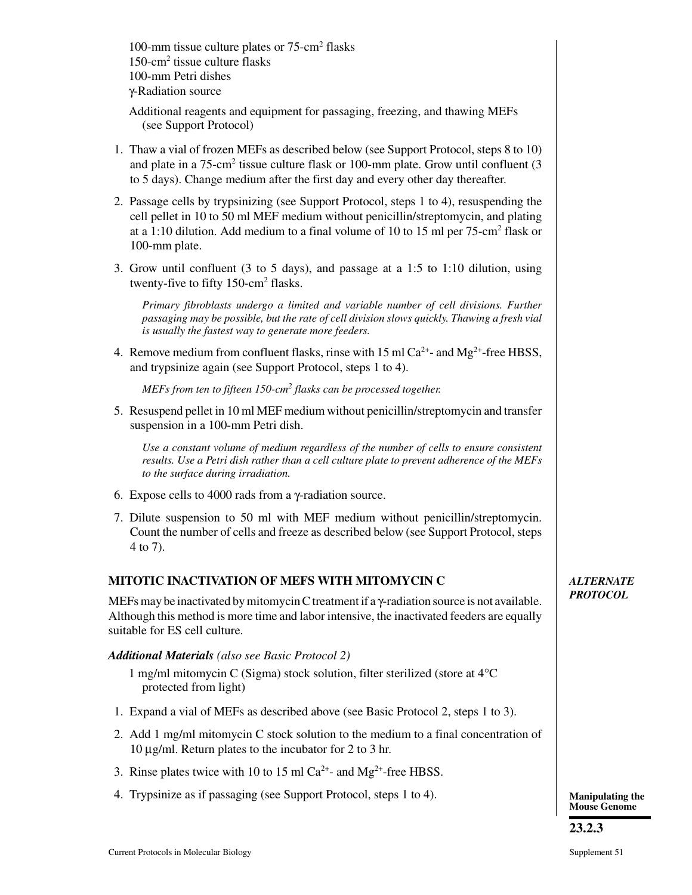100-mm tissue culture plates or 75-cm$^2$ flasks
150-cm$^2$ tissue culture flasks
100-mm Petri dishes
γ-Radiation source

Additional reagents and equipment for passaging, freezing, and thawing MEFs (see Support Protocol)

1. Thaw a vial of frozen MEFs as described below (see Support Protocol, steps 8 to 10) and plate in a 75-cm$^2$ tissue culture flask or 100-mm plate. Grow until confluent (3 to 5 days). Change medium after the first day and every other day thereafter.

2. Passage cells by trypsinizing (see Support Protocol, steps 1 to 4), resuspending the cell pellet in 10 to 50 ml MEF medium without penicillin/streptomycin, and plating at a 1:10 dilution. Add medium to a final volume of 10 to 15 ml per 75-cm$^2$ flask or 100-mm plate.

3. Grow until confluent (3 to 5 days), and passage at a 1:5 to 1:10 dilution, using twenty-five to fifty 150-cm$^2$ flasks.

   *Primary fibroblasts undergo a limited and variable number of cell divisions. Further passaging may be possible, but the rate of cell division slows quickly. Thawing a fresh vial is usually the fastest way to generate more feeders.*

4. Remove medium from confluent flasks, rinse with 15 ml $Ca^{2+}$- and $Mg^{2+}$-free HBSS, and trypsinize again (see Support Protocol, steps 1 to 4).

   *MEFs from ten to fifteen 150-cm$^2$ flasks can be processed together.*

5. Resuspend pellet in 10 ml MEF medium without penicillin/streptomycin and transfer suspension in a 100-mm Petri dish.

   *Use a constant volume of medium regardless of the number of cells to ensure consistent results. Use a Petri dish rather than a cell culture plate to prevent adherence of the MEFs to the surface during irradiation.*

6. Expose cells to 4000 rads from a γ-radiation source.

7. Dilute suspension to 50 ml with MEF medium without penicillin/streptomycin. Count the number of cells and freeze as described below (see Support Protocol, steps 4 to 7).

## MITOTIC INACTIVATION OF MEFS WITH MITOMYCIN C

***ALTERNATE PROTOCOL***

MEFs may be inactivated by mitomycin C treatment if a γ-radiation source is not available. Although this method is more time and labor intensive, the inactivated feeders are equally suitable for ES cell culture.

***Additional Materials*** *(also see Basic Protocol 2)*

1 mg/ml mitomycin C (Sigma) stock solution, filter sterilized (store at 4°C protected from light)

1. Expand a vial of MEFs as described above (see Basic Protocol 2, steps 1 to 3).

2. Add 1 mg/ml mitomycin C stock solution to the medium to a final concentration of 10 μg/ml. Return plates to the incubator for 2 to 3 hr.

3. Rinse plates twice with 10 to 15 ml $Ca^{2+}$- and $Mg^{2+}$-free HBSS.

4. Trypsinize as if passaging (see Support Protocol, steps 1 to 4).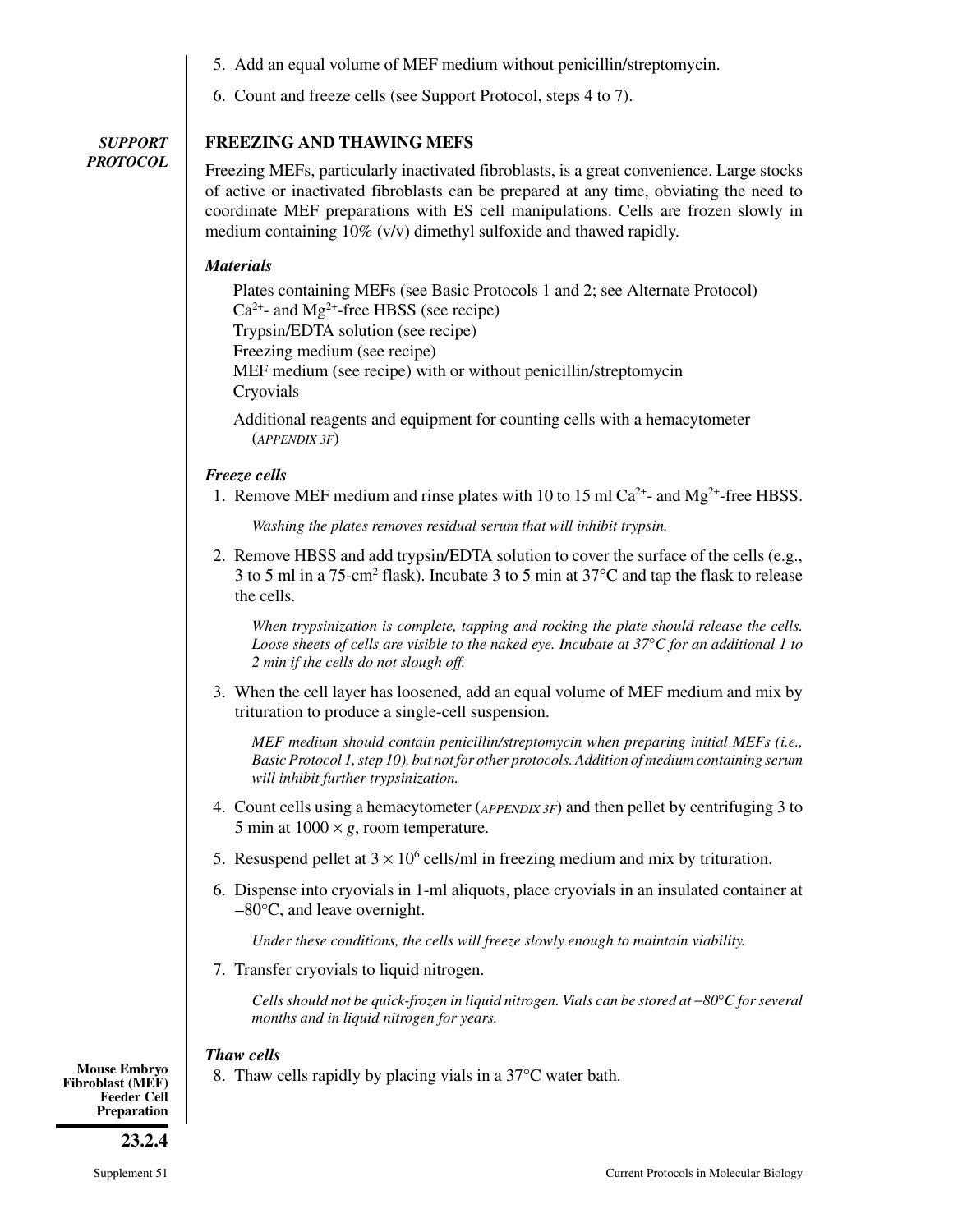5. Add an equal volume of MEF medium without penicillin/streptomycin.

6. Count and freeze cells (see Support Protocol, steps 4 to 7).

***SUPPORT PROTOCOL***

## FREEZING AND THAWING MEFS

Freezing MEFs, particularly inactivated fibroblasts, is a great convenience. Large stocks of active or inactivated fibroblasts can be prepared at any time, obviating the need to coordinate MEF preparations with ES cell manipulations. Cells are frozen slowly in medium containing 10% (v/v) dimethyl sulfoxide and thawed rapidly.

### *Materials*

Plates containing MEFs (see Basic Protocols 1 and 2; see Alternate Protocol)
$Ca^{2+}$- and $Mg^{2+}$-free HBSS (see recipe)
Trypsin/EDTA solution (see recipe)
Freezing medium (see recipe)
MEF medium (see recipe) with or without penicillin/streptomycin
Cryovials

Additional reagents and equipment for counting cells with a hemacytometer (*APPENDIX 3F*)

### *Freeze cells*

1. Remove MEF medium and rinse plates with 10 to 15 ml $Ca^{2+}$- and $Mg^{2+}$-free HBSS.

   *Washing the plates removes residual serum that will inhibit trypsin.*

2. Remove HBSS and add trypsin/EDTA solution to cover the surface of the cells (e.g., 3 to 5 ml in a 75-cm$^2$ flask). Incubate 3 to 5 min at 37°C and tap the flask to release the cells.

   *When trypsinization is complete, tapping and rocking the plate should release the cells. Loose sheets of cells are visible to the naked eye. Incubate at 37°C for an additional 1 to 2 min if the cells do not slough off.*

3. When the cell layer has loosened, add an equal volume of MEF medium and mix by trituration to produce a single-cell suspension.

   *MEF medium should contain penicillin/streptomycin when preparing initial MEFs (i.e., Basic Protocol 1, step 10), but not for other protocols. Addition of medium containing serum will inhibit further trypsinization.*

4. Count cells using a hemacytometer (*APPENDIX 3F*) and then pellet by centrifuging 3 to 5 min at $1000 \times g$, room temperature.

5. Resuspend pellet at $3 \times 10^6$ cells/ml in freezing medium and mix by trituration.

6. Dispense into cryovials in 1-ml aliquots, place cryovials in an insulated container at −80°C, and leave overnight.

   *Under these conditions, the cells will freeze slowly enough to maintain viability.*

7. Transfer cryovials to liquid nitrogen.

   *Cells should not be quick-frozen in liquid nitrogen. Vials can be stored at −80°C for several months and in liquid nitrogen for years.*

### *Thaw cells*

8. Thaw cells rapidly by placing vials in a 37°C water bath.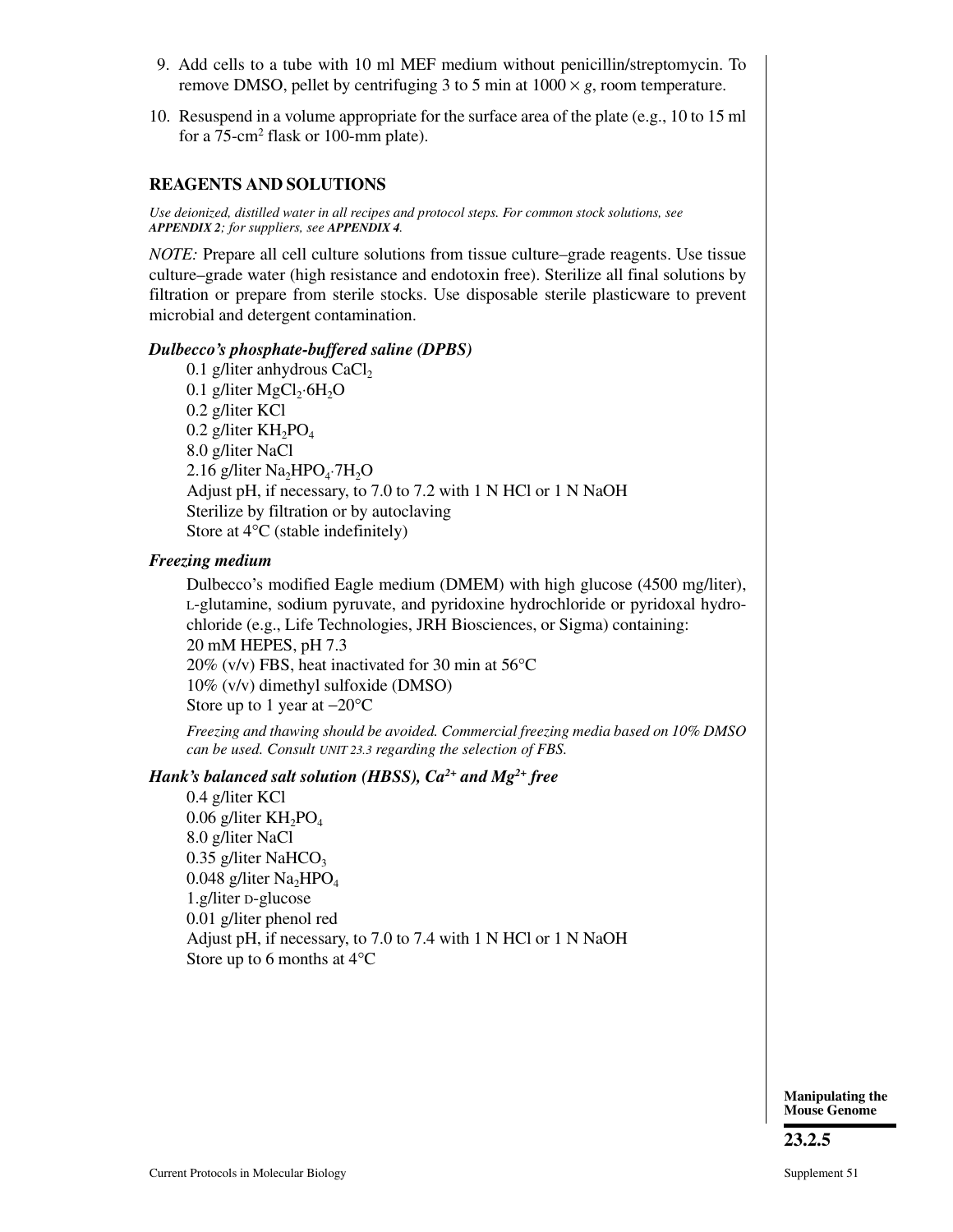9. Add cells to a tube with 10 ml MEF medium without penicillin/streptomycin. To remove DMSO, pellet by centrifuging 3 to 5 min at 1000 × *g*, room temperature.

10. Resuspend in a volume appropriate for the surface area of the plate (e.g., 10 to 15 ml for a 75-$cm^2$ flask or 100-mm plate).

## REAGENTS AND SOLUTIONS

*Use deionized, distilled water in all recipes and protocol steps. For common stock solutions, see* ***APPENDIX 2****; for suppliers, see* ***APPENDIX 4****.*

*NOTE:* Prepare all cell culture solutions from tissue culture–grade reagents. Use tissue culture–grade water (high resistance and endotoxin free). Sterilize all final solutions by filtration or prepare from sterile stocks. Use disposable sterile plasticware to prevent microbial and detergent contamination.

### *Dulbecco's phosphate-buffered saline (DPBS)*

0.1 g/liter anhydrous $CaCl_2$
0.1 g/liter $MgCl_2 \cdot 6H_2O$
0.2 g/liter KCl
0.2 g/liter $KH_2PO_4$
8.0 g/liter NaCl
2.16 g/liter $Na_2HPO_4 \cdot 7H_2O$
Adjust pH, if necessary, to 7.0 to 7.2 with 1 N HCl or 1 N NaOH
Sterilize by filtration or by autoclaving
Store at 4°C (stable indefinitely)

### *Freezing medium*

Dulbecco's modified Eagle medium (DMEM) with high glucose (4500 mg/liter), L-glutamine, sodium pyruvate, and pyridoxine hydrochloride or pyridoxal hydrochloride (e.g., Life Technologies, JRH Biosciences, or Sigma) containing:
20 mM HEPES, pH 7.3
20% (v/v) FBS, heat inactivated for 30 min at 56°C
10% (v/v) dimethyl sulfoxide (DMSO)
Store up to 1 year at −20°C

*Freezing and thawing should be avoided. Commercial freezing media based on 10% DMSO can be used. Consult UNIT 23.3 regarding the selection of FBS.*

### *Hank's balanced salt solution (HBSS), $Ca^{2+}$ and $Mg^{2+}$ free*

0.4 g/liter KCl
0.06 g/liter $KH_2PO_4$
8.0 g/liter NaCl
0.35 g/liter $NaHCO_3$
0.048 g/liter $Na_2HPO_4$
1.g/liter D-glucose
0.01 g/liter phenol red
Adjust pH, if necessary, to 7.0 to 7.4 with 1 N HCl or 1 N NaOH
Store up to 6 months at 4°C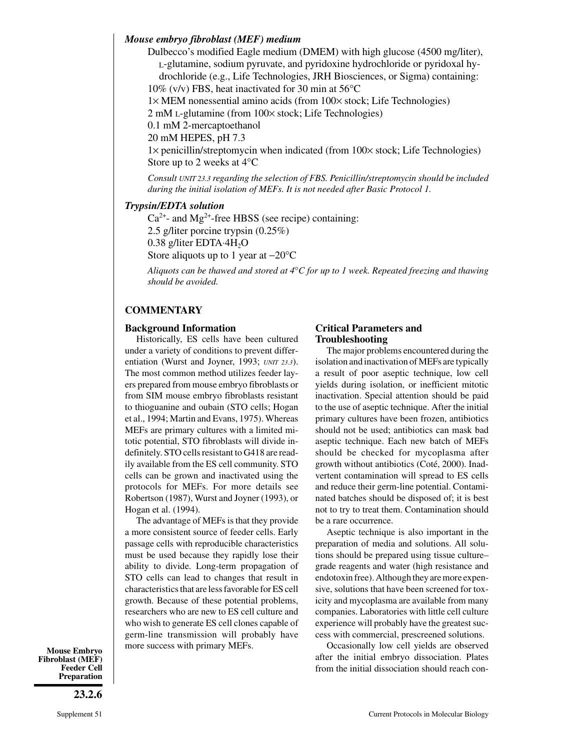***Mouse embryo fibroblast (MEF) medium***

Dulbecco's modified Eagle medium (DMEM) with high glucose (4500 mg/liter), L-glutamine, sodium pyruvate, and pyridoxine hydrochloride or pyridoxal hydrochloride (e.g., Life Technologies, JRH Biosciences, or Sigma) containing:
10% (v/v) FBS, heat inactivated for 30 min at 56°C
1× MEM nonessential amino acids (from 100× stock; Life Technologies)
2 mM L-glutamine (from 100× stock; Life Technologies)
0.1 mM 2-mercaptoethanol
20 mM HEPES, pH 7.3
1× penicillin/streptomycin when indicated (from 100× stock; Life Technologies)
Store up to 2 weeks at 4°C

*Consult UNIT 23.3 regarding the selection of FBS. Penicillin/streptomycin should be included during the initial isolation of MEFs. It is not needed after Basic Protocol 1.*

***Trypsin/EDTA solution***

$Ca^{2+}$- and $Mg^{2+}$-free HBSS (see recipe) containing:
2.5 g/liter porcine trypsin (0.25%)
0.38 g/liter EDTA·$4H_2O$
Store aliquots up to 1 year at −20°C

*Aliquots can be thawed and stored at 4°C for up to 1 week. Repeated freezing and thawing should be avoided.*

## COMMENTARY

### Background Information

Historically, ES cells have been cultured under a variety of conditions to prevent differentiation (Wurst and Joyner, 1993; *UNIT 23.3*). The most common method utilizes feeder layers prepared from mouse embryo fibroblasts or from SIM mouse embryo fibroblasts resistant to thioguanine and oubain (STO cells; Hogan et al., 1994; Martin and Evans, 1975). Whereas MEFs are primary cultures with a limited mitotic potential, STO fibroblasts will divide indefinitely. STO cells resistant to G418 are readily available from the ES cell community. STO cells can be grown and inactivated using the protocols for MEFs. For more details see Robertson (1987), Wurst and Joyner (1993), or Hogan et al. (1994).

The advantage of MEFs is that they provide a more consistent source of feeder cells. Early passage cells with reproducible characteristics must be used because they rapidly lose their ability to divide. Long-term propagation of STO cells can lead to changes that result in characteristics that are less favorable for ES cell growth. Because of these potential problems, researchers who are new to ES cell culture and who wish to generate ES cell clones capable of germ-line transmission will probably have more success with primary MEFs.

### Critical Parameters and Troubleshooting

The major problems encountered during the isolation and inactivation of MEFs are typically a result of poor aseptic technique, low cell yields during isolation, or inefficient mitotic inactivation. Special attention should be paid to the use of aseptic technique. After the initial primary cultures have been frozen, antibiotics should not be used; antibiotics can mask bad aseptic technique. Each new batch of MEFs should be checked for mycoplasma after growth without antibiotics (Coté, 2000). Inadvertent contamination will spread to ES cells and reduce their germ-line potential. Contaminated batches should be disposed of; it is best not to try to treat them. Contamination should be a rare occurrence.

Aseptic technique is also important in the preparation of media and solutions. All solutions should be prepared using tissue culture–grade reagents and water (high resistance and endotoxin free). Although they are more expensive, solutions that have been screened for toxicity and mycoplasma are available from many companies. Laboratories with little cell culture experience will probably have the greatest success with commercial, prescreened solutions.

Occasionally low cell yields are observed after the initial embryo dissociation. Plates from the initial dissociation should reach con-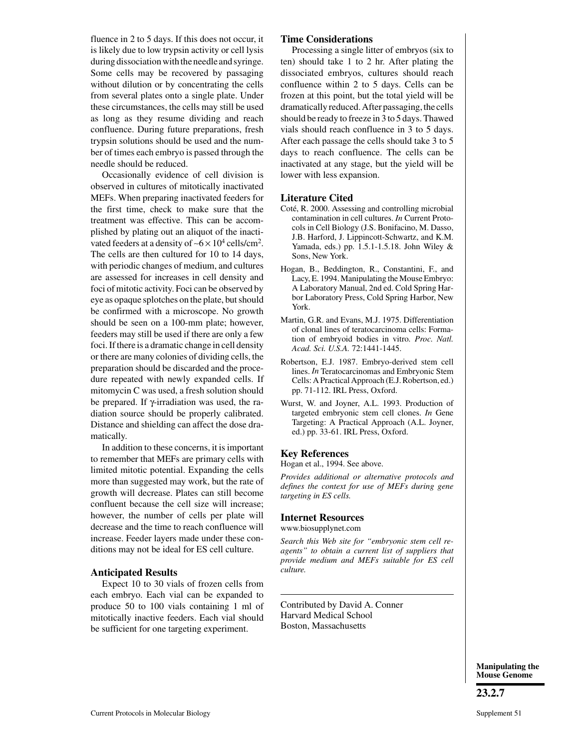fluence in 2 to 5 days. If this does not occur, it is likely due to low trypsin activity or cell lysis during dissociation with the needle and syringe. Some cells may be recovered by passaging without dilution or by concentrating the cells from several plates onto a single plate. Under these circumstances, the cells may still be used as long as they resume dividing and reach confluence. During future preparations, fresh trypsin solutions should be used and the number of times each embryo is passed through the needle should be reduced.

Occasionally evidence of cell division is observed in cultures of mitotically inactivated MEFs. When preparing inactivated feeders for the first time, check to make sure that the treatment was effective. This can be accomplished by plating out an aliquot of the inactivated feeders at a density of $\sim 6 \times 10^4$ cells/cm$^2$. The cells are then cultured for 10 to 14 days, with periodic changes of medium, and cultures are assessed for increases in cell density and foci of mitotic activity. Foci can be observed by eye as opaque splotches on the plate, but should be confirmed with a microscope. No growth should be seen on a 100-mm plate; however, feeders may still be used if there are only a few foci. If there is a dramatic change in cell density or there are many colonies of dividing cells, the preparation should be discarded and the procedure repeated with newly expanded cells. If mitomycin C was used, a fresh solution should be prepared. If γ-irradiation was used, the radiation source should be properly calibrated. Distance and shielding can affect the dose dramatically.

In addition to these concerns, it is important to remember that MEFs are primary cells with limited mitotic potential. Expanding the cells more than suggested may work, but the rate of growth will decrease. Plates can still become confluent because the cell size will increase; however, the number of cells per plate will decrease and the time to reach confluence will increase. Feeder layers made under these conditions may not be ideal for ES cell culture.

## Anticipated Results

Expect 10 to 30 vials of frozen cells from each embryo. Each vial can be expanded to produce 50 to 100 vials containing 1 ml of mitotically inactive feeders. Each vial should be sufficient for one targeting experiment.

## Time Considerations

Processing a single litter of embryos (six to ten) should take 1 to 2 hr. After plating the dissociated embryos, cultures should reach confluence within 2 to 5 days. Cells can be frozen at this point, but the total yield will be dramatically reduced. After passaging, the cells should be ready to freeze in 3 to 5 days. Thawed vials should reach confluence in 3 to 5 days. After each passage the cells should take 3 to 5 days to reach confluence. The cells can be inactivated at any stage, but the yield will be lower with less expansion.

## Literature Cited

Coté, R. 2000. Assessing and controlling microbial contamination in cell cultures. *In* Current Protocols in Cell Biology (J.S. Bonifacino, M. Dasso, J.B. Harford, J. Lippincott-Schwartz, and K.M. Yamada, eds.) pp. 1.5.1-1.5.18. John Wiley & Sons, New York.

Hogan, B., Beddington, R., Constantini, F., and Lacy, E. 1994. Manipulating the Mouse Embryo: A Laboratory Manual, 2nd ed. Cold Spring Harbor Laboratory Press, Cold Spring Harbor, New York.

Martin, G.R. and Evans, M.J. 1975. Differentiation of clonal lines of teratocarcinoma cells: Formation of embryoid bodies in vitro. *Proc. Natl. Acad. Sci. U.S.A.* 72:1441-1445.

Robertson, E.J. 1987. Embryo-derived stem cell lines. *In* Teratocarcinomas and Embryonic Stem Cells: A Practical Approach (E.J. Robertson, ed.) pp. 71-112. IRL Press, Oxford.

Wurst, W. and Joyner, A.L. 1993. Production of targeted embryonic stem cell clones. *In* Gene Targeting: A Practical Approach (A.L. Joyner, ed.) pp. 33-61. IRL Press, Oxford.

## Key References

Hogan et al., 1994. See above.

*Provides additional or alternative protocols and defines the context for use of MEFs during gene targeting in ES cells.*

## Internet Resources

www.biosupplynet.com

*Search this Web site for "embryonic stem cell reagents" to obtain a current list of suppliers that provide medium and MEFs suitable for ES cell culture.*

---

Contributed by David A. Conner
Harvard Medical School
Boston, Massachusetts